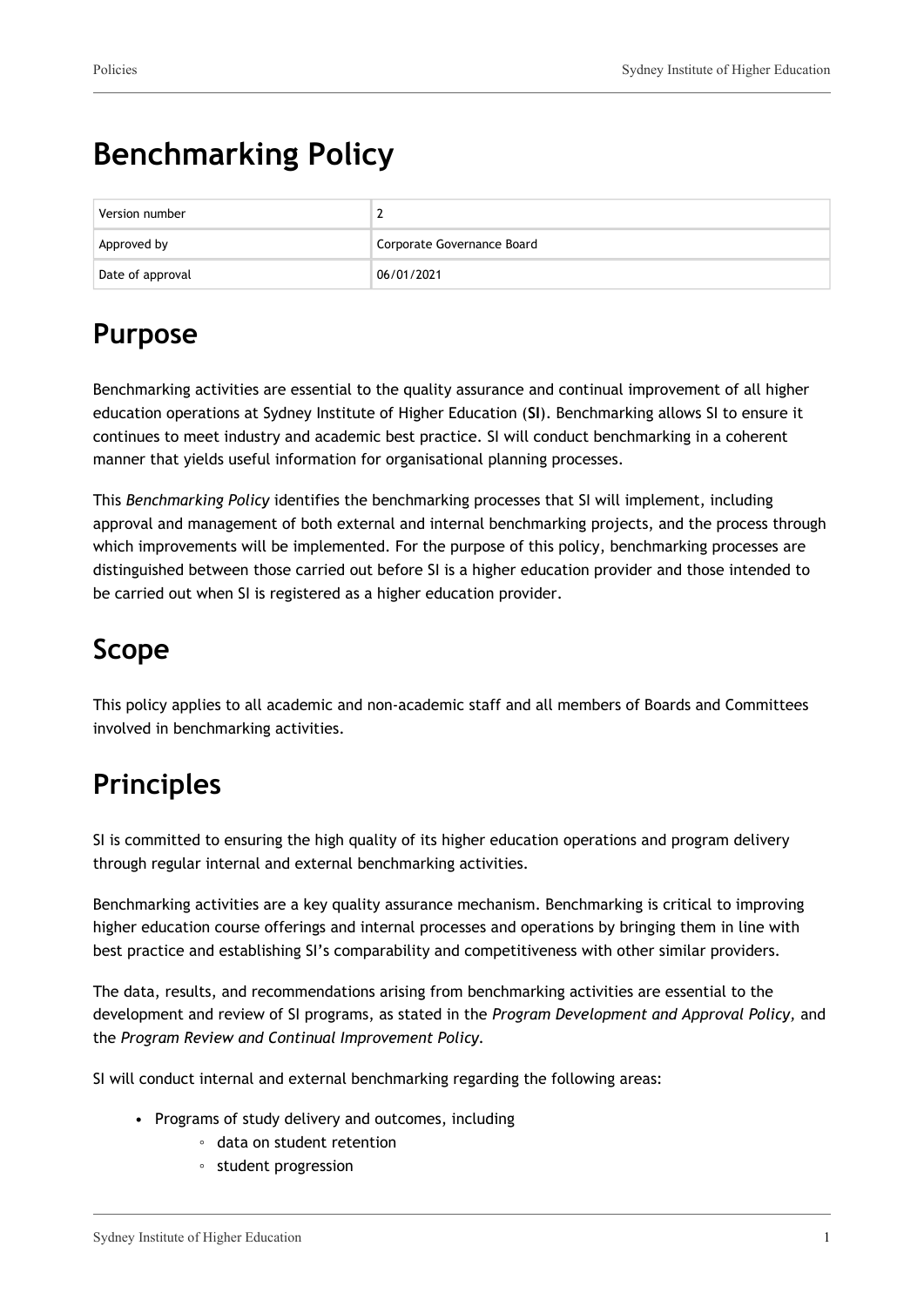# Benchmarking Policy

| Version number | 2 |
| --- | --- |
| Approved by | Corporate Governance Board |
| Date of approval | 06/01/2021 |

## Purpose

Benchmarking activities are essential to the quality assurance and continual improvement of all higher education operations at Sydney Institute of Higher Education (**SI**). Benchmarking allows SI to ensure it continues to meet industry and academic best practice. SI will conduct benchmarking in a coherent manner that yields useful information for organisational planning processes.

This *Benchmarking Policy* identifies the benchmarking processes that SI will implement, including approval and management of both external and internal benchmarking projects, and the process through which improvements will be implemented. For the purpose of this policy, benchmarking processes are distinguished between those carried out before SI is a higher education provider and those intended to be carried out when SI is registered as a higher education provider.

## Scope

This policy applies to all academic and non-academic staff and all members of Boards and Committees involved in benchmarking activities.

## Principles

SI is committed to ensuring the high quality of its higher education operations and program delivery through regular internal and external benchmarking activities.

Benchmarking activities are a key quality assurance mechanism. Benchmarking is critical to improving higher education course offerings and internal processes and operations by bringing them in line with best practice and establishing SI's comparability and competitiveness with other similar providers.

The data, results, and recommendations arising from benchmarking activities are essential to the development and review of SI programs, as stated in the *Program Development and Approval Policy,* and the *Program Review and Continual Improvement Policy.*

SI will conduct internal and external benchmarking regarding the following areas:

- Programs of study delivery and outcomes, including
  - data on student retention
  - student progression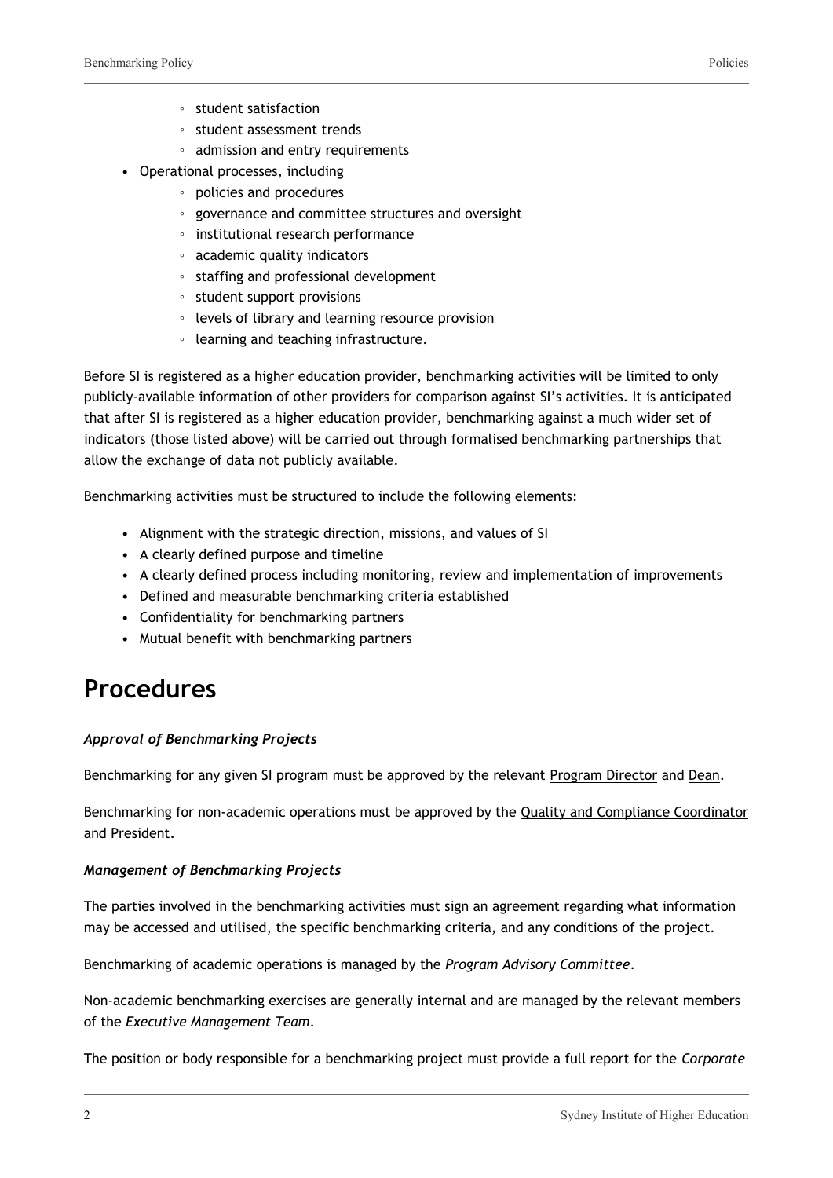- student satisfaction
    - student assessment trends
    - admission and entry requirements
- Operational processes, including
    - policies and procedures
    - governance and committee structures and oversight
    - institutional research performance
    - academic quality indicators
    - staffing and professional development
    - student support provisions
    - levels of library and learning resource provision
    - learning and teaching infrastructure.

Before SI is registered as a higher education provider, benchmarking activities will be limited to only publicly-available information of other providers for comparison against SI's activities. It is anticipated that after SI is registered as a higher education provider, benchmarking against a much wider set of indicators (those listed above) will be carried out through formalised benchmarking partnerships that allow the exchange of data not publicly available.

Benchmarking activities must be structured to include the following elements:

- Alignment with the strategic direction, missions, and values of SI
- A clearly defined purpose and timeline
- A clearly defined process including monitoring, review and implementation of improvements
- Defined and measurable benchmarking criteria established
- Confidentiality for benchmarking partners
- Mutual benefit with benchmarking partners

# Procedures

***Approval of Benchmarking Projects***

Benchmarking for any given SI program must be approved by the relevant Program Director and Dean.

Benchmarking for non-academic operations must be approved by the Quality and Compliance Coordinator and President.

***Management of Benchmarking Projects***

The parties involved in the benchmarking activities must sign an agreement regarding what information may be accessed and utilised, the specific benchmarking criteria, and any conditions of the project.

Benchmarking of academic operations is managed by the *Program Advisory Committee*.

Non-academic benchmarking exercises are generally internal and are managed by the relevant members of the *Executive Management Team*.

The position or body responsible for a benchmarking project must provide a full report for the *Corporate*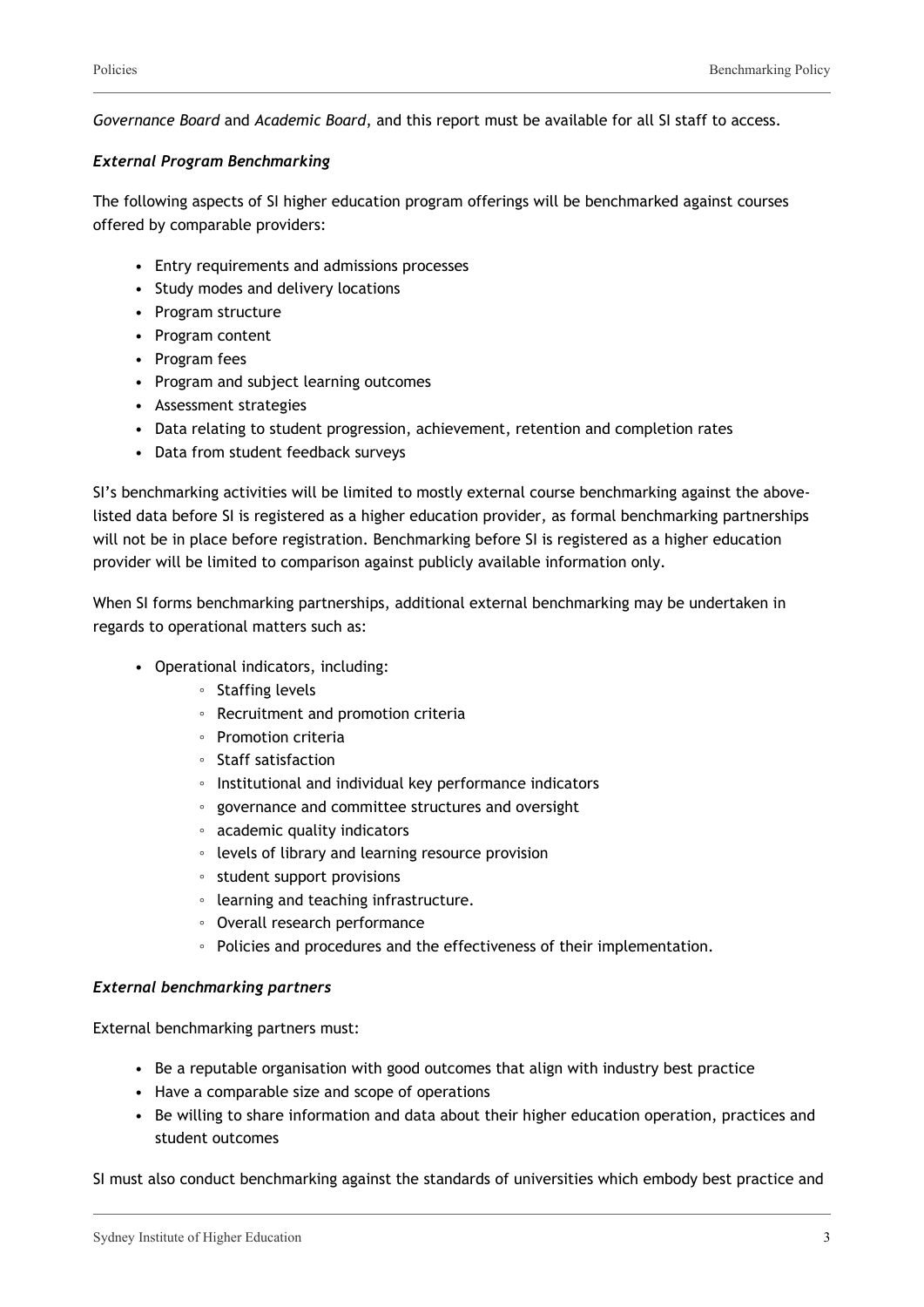*Governance Board* and *Academic Board*, and this report must be available for all SI staff to access.

### *External Program Benchmarking*

The following aspects of SI higher education program offerings will be benchmarked against courses offered by comparable providers:

- Entry requirements and admissions processes
- Study modes and delivery locations
- Program structure
- Program content
- Program fees
- Program and subject learning outcomes
- Assessment strategies
- Data relating to student progression, achievement, retention and completion rates
- Data from student feedback surveys

SI's benchmarking activities will be limited to mostly external course benchmarking against the above-listed data before SI is registered as a higher education provider, as formal benchmarking partnerships will not be in place before registration. Benchmarking before SI is registered as a higher education provider will be limited to comparison against publicly available information only.

When SI forms benchmarking partnerships, additional external benchmarking may be undertaken in regards to operational matters such as:

- Operational indicators, including:
  - Staffing levels
  - Recruitment and promotion criteria
  - Promotion criteria
  - Staff satisfaction
  - Institutional and individual key performance indicators
  - governance and committee structures and oversight
  - academic quality indicators
  - levels of library and learning resource provision
  - student support provisions
  - learning and teaching infrastructure.
  - Overall research performance
  - Policies and procedures and the effectiveness of their implementation.

### *External benchmarking partners*

External benchmarking partners must:

- Be a reputable organisation with good outcomes that align with industry best practice
- Have a comparable size and scope of operations
- Be willing to share information and data about their higher education operation, practices and student outcomes

SI must also conduct benchmarking against the standards of universities which embody best practice and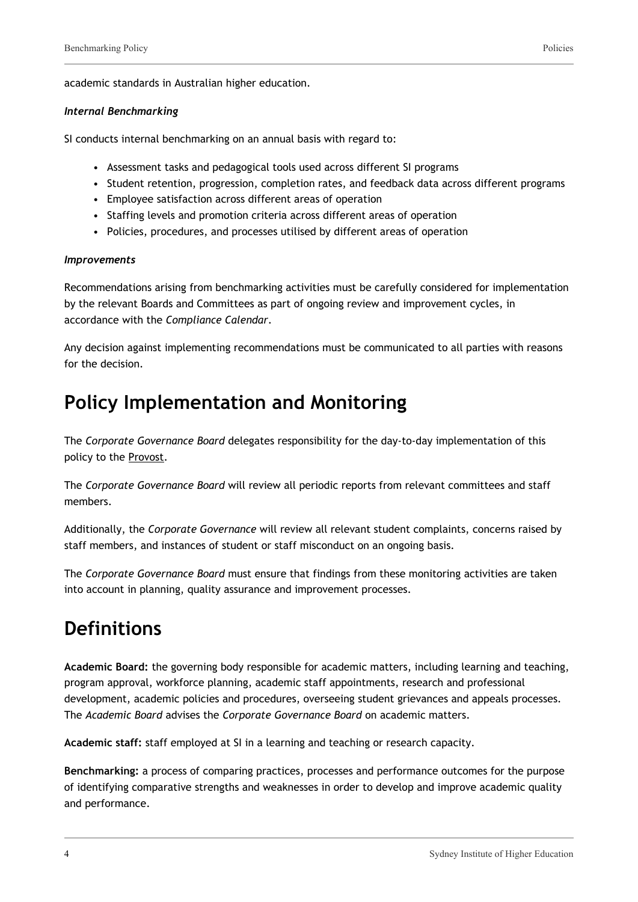academic standards in Australian higher education.

***Internal Benchmarking***

SI conducts internal benchmarking on an annual basis with regard to:

- Assessment tasks and pedagogical tools used across different SI programs
- Student retention, progression, completion rates, and feedback data across different programs
- Employee satisfaction across different areas of operation
- Staffing levels and promotion criteria across different areas of operation
- Policies, procedures, and processes utilised by different areas of operation

***Improvements***

Recommendations arising from benchmarking activities must be carefully considered for implementation by the relevant Boards and Committees as part of ongoing review and improvement cycles, in accordance with the *Compliance Calendar*.

Any decision against implementing recommendations must be communicated to all parties with reasons for the decision.

# Policy Implementation and Monitoring

The *Corporate Governance Board* delegates responsibility for the day-to-day implementation of this policy to the Provost.

The *Corporate Governance Board* will review all periodic reports from relevant committees and staff members.

Additionally, the *Corporate Governance* will review all relevant student complaints, concerns raised by staff members, and instances of student or staff misconduct on an ongoing basis.

The *Corporate Governance Board* must ensure that findings from these monitoring activities are taken into account in planning, quality assurance and improvement processes.

# Definitions

**Academic Board:** the governing body responsible for academic matters, including learning and teaching, program approval, workforce planning, academic staff appointments, research and professional development, academic policies and procedures, overseeing student grievances and appeals processes. The *Academic Board* advises the *Corporate Governance Board* on academic matters.

**Academic staff:** staff employed at SI in a learning and teaching or research capacity.

**Benchmarking:** a process of comparing practices, processes and performance outcomes for the purpose of identifying comparative strengths and weaknesses in order to develop and improve academic quality and performance.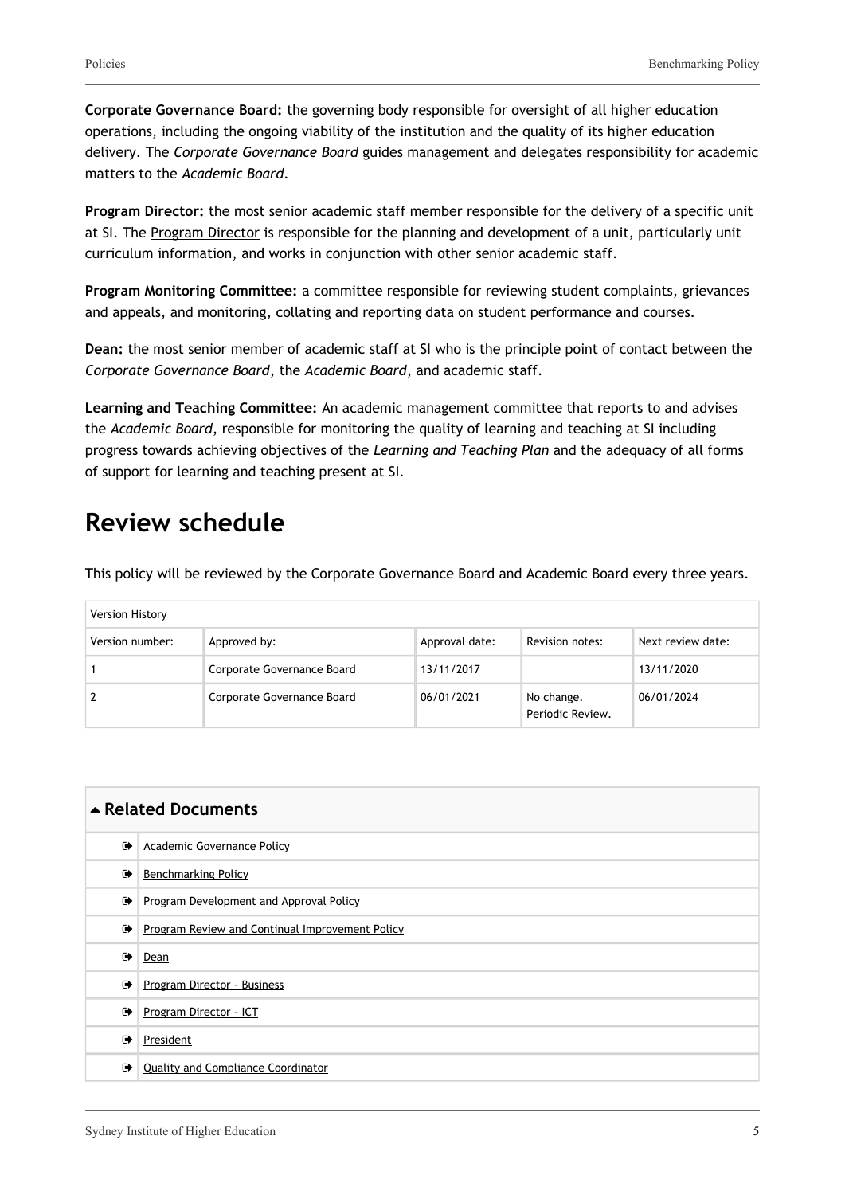**Corporate Governance Board:** the governing body responsible for oversight of all higher education operations, including the ongoing viability of the institution and the quality of its higher education delivery. The *Corporate Governance Board* guides management and delegates responsibility for academic matters to the *Academic Board*.

**Program Director:** the most senior academic staff member responsible for the delivery of a specific unit at SI. The Program Director is responsible for the planning and development of a unit, particularly unit curriculum information, and works in conjunction with other senior academic staff.

**Program Monitoring Committee:** a committee responsible for reviewing student complaints, grievances and appeals, and monitoring, collating and reporting data on student performance and courses.

**Dean:** the most senior member of academic staff at SI who is the principle point of contact between the *Corporate Governance Board*, the *Academic Board*, and academic staff.

**Learning and Teaching Committee:** An academic management committee that reports to and advises the *Academic Board*, responsible for monitoring the quality of learning and teaching at SI including progress towards achieving objectives of the *Learning and Teaching Plan* and the adequacy of all forms of support for learning and teaching present at SI.

## Review schedule

This policy will be reviewed by the Corporate Governance Board and Academic Board every three years.

| Version History | | | | |
|---|---|---|---|---|
| Version number: | Approved by: | Approval date: | Revision notes: | Next review date: |
| 1 | Corporate Governance Board | 13/11/2017 | | 13/11/2020 |
| 2 | Corporate Governance Board | 06/01/2021 | No change. Periodic Review. | 06/01/2024 |

| ▲ Related Documents | |
|---|---|
| ➪ | Academic Governance Policy |
| ➪ | Benchmarking Policy |
| ➪ | Program Development and Approval Policy |
| ➪ | Program Review and Continual Improvement Policy |
| ➪ | Dean |
| ➪ | Program Director – Business |
| ➪ | Program Director – ICT |
| ➪ | President |
| ➪ | Quality and Compliance Coordinator |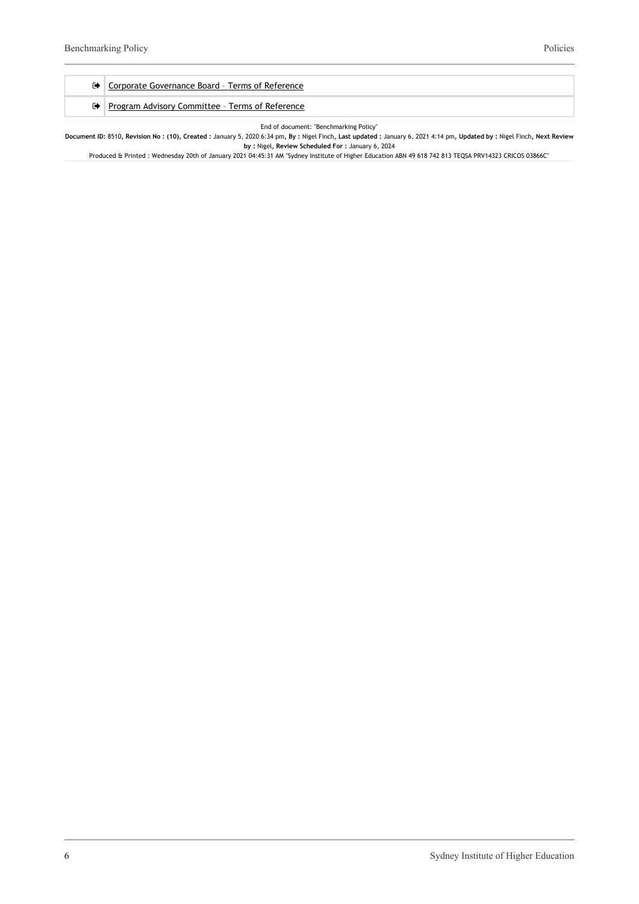| | |
|---|---|
| ➭ | Corporate Governance Board – Terms of Reference |
| ➭ | Program Advisory Committee – Terms of Reference |

End of document: "Benchmarking Policy"

**Document ID:** 8510, **Revision No : (10), Created :** January 5, 2020 6:34 pm, **By :** Nigel Finch, **Last updated :** January 6, 2021 4:14 pm, **Updated by :** Nigel Finch, **Next Review by :** Nigel, **Review Scheduled For :** January 6, 2024

Produced & Printed : Wednesday 20th of January 2021 04:45:31 AM "Sydney Institute of Higher Education ABN 49 618 742 813 TEQSA PRV14323 CRICOS 03866C"